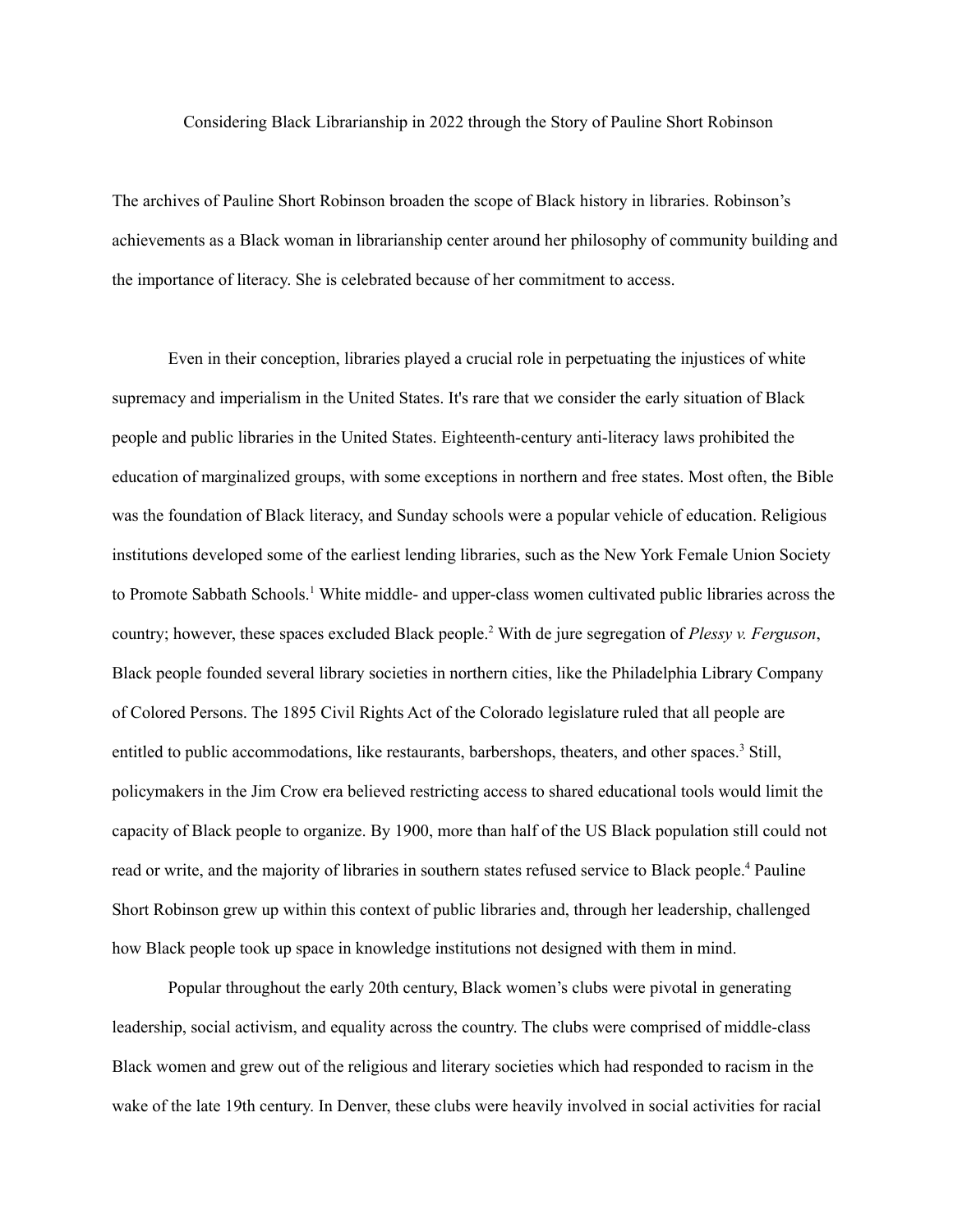# Considering Black Librarianship in 2022 through the Story of Pauline Short Robinson

The archives of Pauline Short Robinson broaden the scope of Black history in libraries. Robinson's achievements as a Black woman in librarianship center around her philosophy of community building and the importance of literacy. She is celebrated because of her commitment to access.

Even in their conception, libraries played a crucial role in perpetuating the injustices of white supremacy and imperialism in the United States. It's rare that we consider the early situation of Black people and public libraries in the United States. Eighteenth-century anti-literacy laws prohibited the education of marginalized groups, with some exceptions in northern and free states. Most often, the Bible was the foundation of Black literacy, and Sunday schools were a popular vehicle of education. Religious institutions developed some of the earliest lending libraries, such as the New York Female Union Society to Promote Sabbath Schools.[1] White middle- and upper-class women cultivated public libraries across the country; however, these spaces excluded Black people.[2] With de jure segregation of *Plessy v. Ferguson*, Black people founded several library societies in northern cities, like the Philadelphia Library Company of Colored Persons. The 1895 Civil Rights Act of the Colorado legislature ruled that all people are entitled to public accommodations, like restaurants, barbershops, theaters, and other spaces.[3] Still, policymakers in the Jim Crow era believed restricting access to shared educational tools would limit the capacity of Black people to organize. By 1900, more than half of the US Black population still could not read or write, and the majority of libraries in southern states refused service to Black people.[4] Pauline Short Robinson grew up within this context of public libraries and, through her leadership, challenged how Black people took up space in knowledge institutions not designed with them in mind.

Popular throughout the early 20th century, Black women's clubs were pivotal in generating leadership, social activism, and equality across the country. The clubs were comprised of middle-class Black women and grew out of the religious and literary societies which had responded to racism in the wake of the late 19th century. In Denver, these clubs were heavily involved in social activities for racial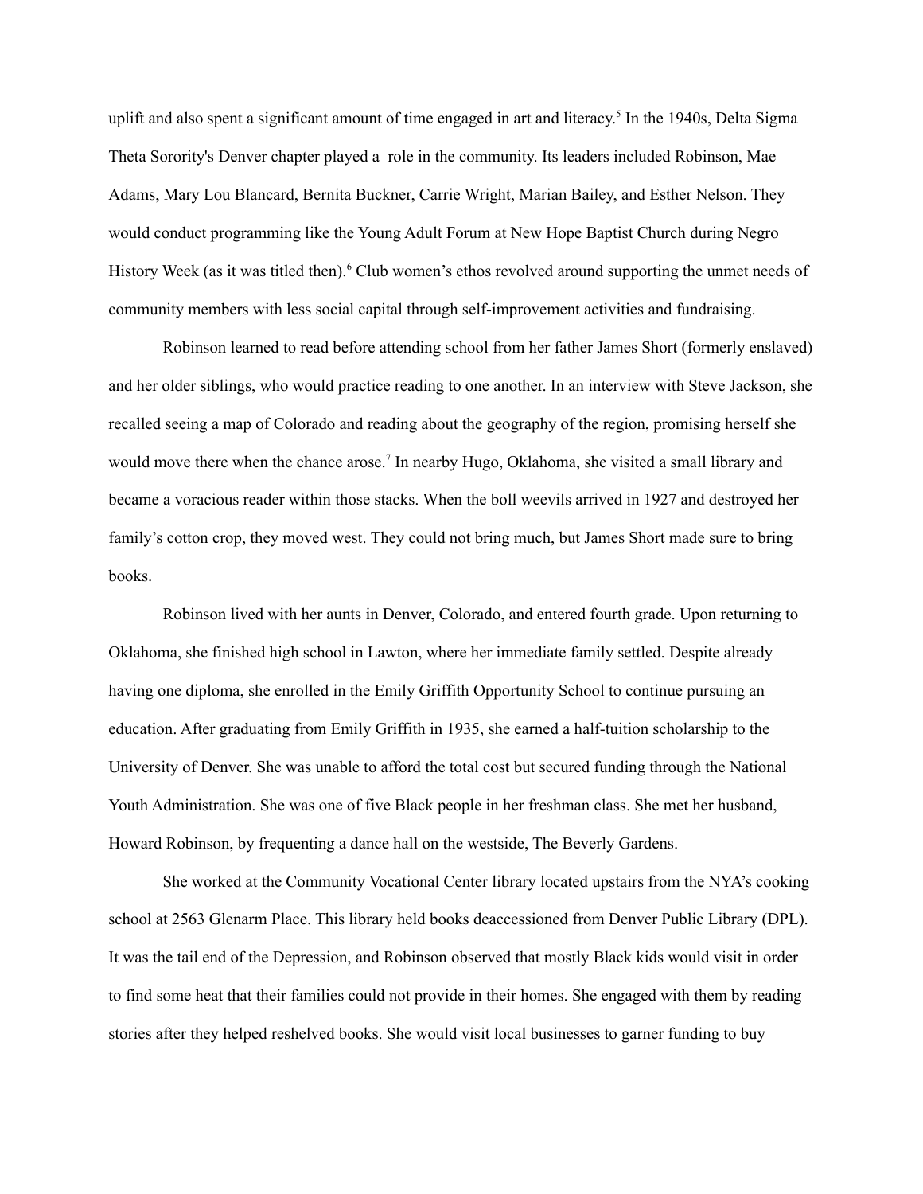uplift and also spent a significant amount of time engaged in art and literacy.[5] In the 1940s, Delta Sigma Theta Sorority's Denver chapter played a role in the community. Its leaders included Robinson, Mae Adams, Mary Lou Blancard, Bernita Buckner, Carrie Wright, Marian Bailey, and Esther Nelson. They would conduct programming like the Young Adult Forum at New Hope Baptist Church during Negro History Week (as it was titled then).[6] Club women's ethos revolved around supporting the unmet needs of community members with less social capital through self-improvement activities and fundraising.

Robinson learned to read before attending school from her father James Short (formerly enslaved) and her older siblings, who would practice reading to one another. In an interview with Steve Jackson, she recalled seeing a map of Colorado and reading about the geography of the region, promising herself she would move there when the chance arose.[7] In nearby Hugo, Oklahoma, she visited a small library and became a voracious reader within those stacks. When the boll weevils arrived in 1927 and destroyed her family's cotton crop, they moved west. They could not bring much, but James Short made sure to bring books.

Robinson lived with her aunts in Denver, Colorado, and entered fourth grade. Upon returning to Oklahoma, she finished high school in Lawton, where her immediate family settled. Despite already having one diploma, she enrolled in the Emily Griffith Opportunity School to continue pursuing an education. After graduating from Emily Griffith in 1935, she earned a half-tuition scholarship to the University of Denver. She was unable to afford the total cost but secured funding through the National Youth Administration. She was one of five Black people in her freshman class. She met her husband, Howard Robinson, by frequenting a dance hall on the westside, The Beverly Gardens.

She worked at the Community Vocational Center library located upstairs from the NYA's cooking school at 2563 Glenarm Place. This library held books deaccessioned from Denver Public Library (DPL). It was the tail end of the Depression, and Robinson observed that mostly Black kids would visit in order to find some heat that their families could not provide in their homes. She engaged with them by reading stories after they helped reshelved books. She would visit local businesses to garner funding to buy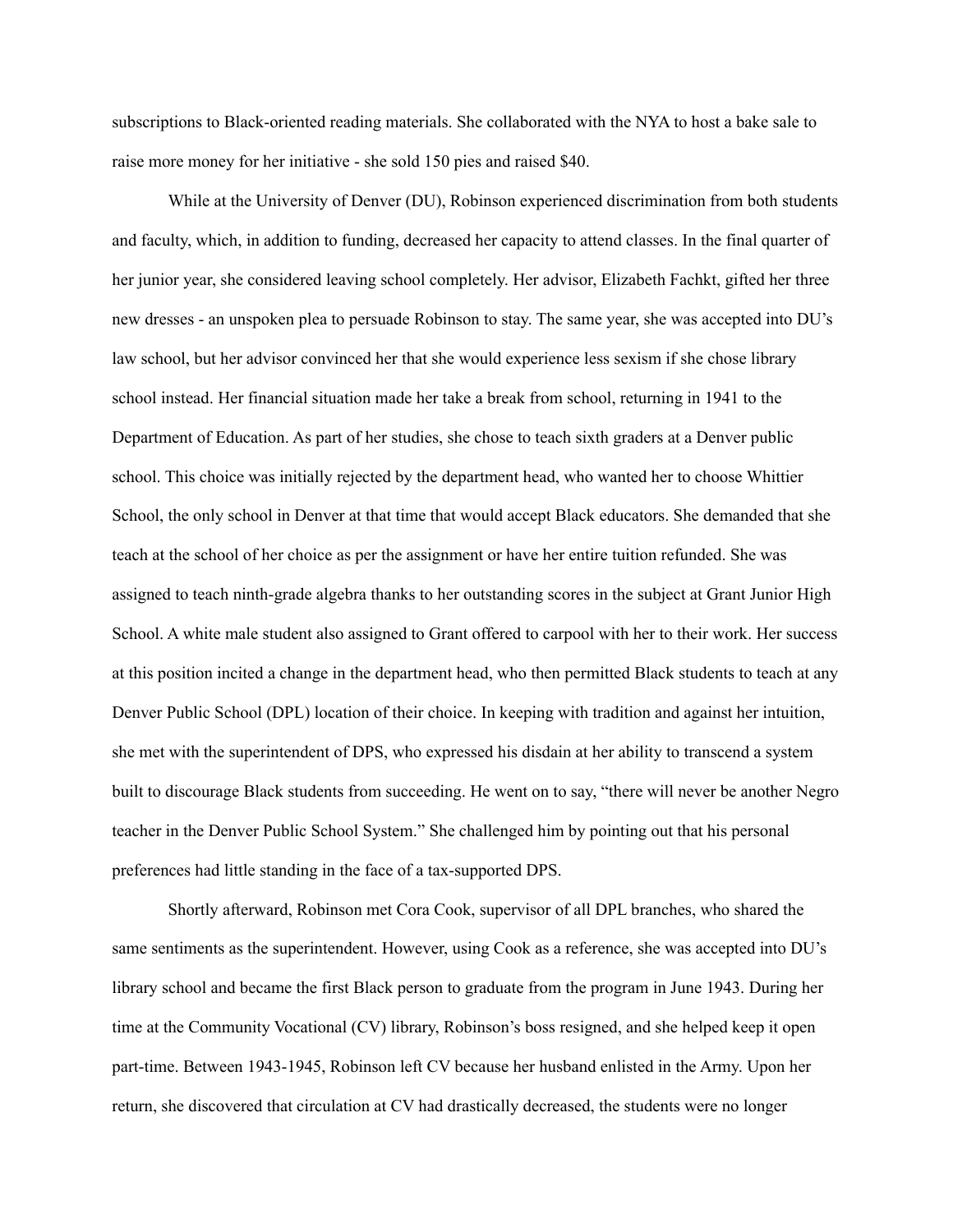subscriptions to Black-oriented reading materials. She collaborated with the NYA to host a bake sale to raise more money for her initiative - she sold 150 pies and raised $40.

While at the University of Denver (DU), Robinson experienced discrimination from both students and faculty, which, in addition to funding, decreased her capacity to attend classes. In the final quarter of her junior year, she considered leaving school completely. Her advisor, Elizabeth Fachkt, gifted her three new dresses - an unspoken plea to persuade Robinson to stay. The same year, she was accepted into DU's law school, but her advisor convinced her that she would experience less sexism if she chose library school instead. Her financial situation made her take a break from school, returning in 1941 to the Department of Education. As part of her studies, she chose to teach sixth graders at a Denver public school. This choice was initially rejected by the department head, who wanted her to choose Whittier School, the only school in Denver at that time that would accept Black educators. She demanded that she teach at the school of her choice as per the assignment or have her entire tuition refunded. She was assigned to teach ninth-grade algebra thanks to her outstanding scores in the subject at Grant Junior High School. A white male student also assigned to Grant offered to carpool with her to their work. Her success at this position incited a change in the department head, who then permitted Black students to teach at any Denver Public School (DPL) location of their choice. In keeping with tradition and against her intuition, she met with the superintendent of DPS, who expressed his disdain at her ability to transcend a system built to discourage Black students from succeeding. He went on to say, "there will never be another Negro teacher in the Denver Public School System." She challenged him by pointing out that his personal preferences had little standing in the face of a tax-supported DPS.

Shortly afterward, Robinson met Cora Cook, supervisor of all DPL branches, who shared the same sentiments as the superintendent. However, using Cook as a reference, she was accepted into DU's library school and became the first Black person to graduate from the program in June 1943. During her time at the Community Vocational (CV) library, Robinson's boss resigned, and she helped keep it open part-time. Between 1943-1945, Robinson left CV because her husband enlisted in the Army. Upon her return, she discovered that circulation at CV had drastically decreased, the students were no longer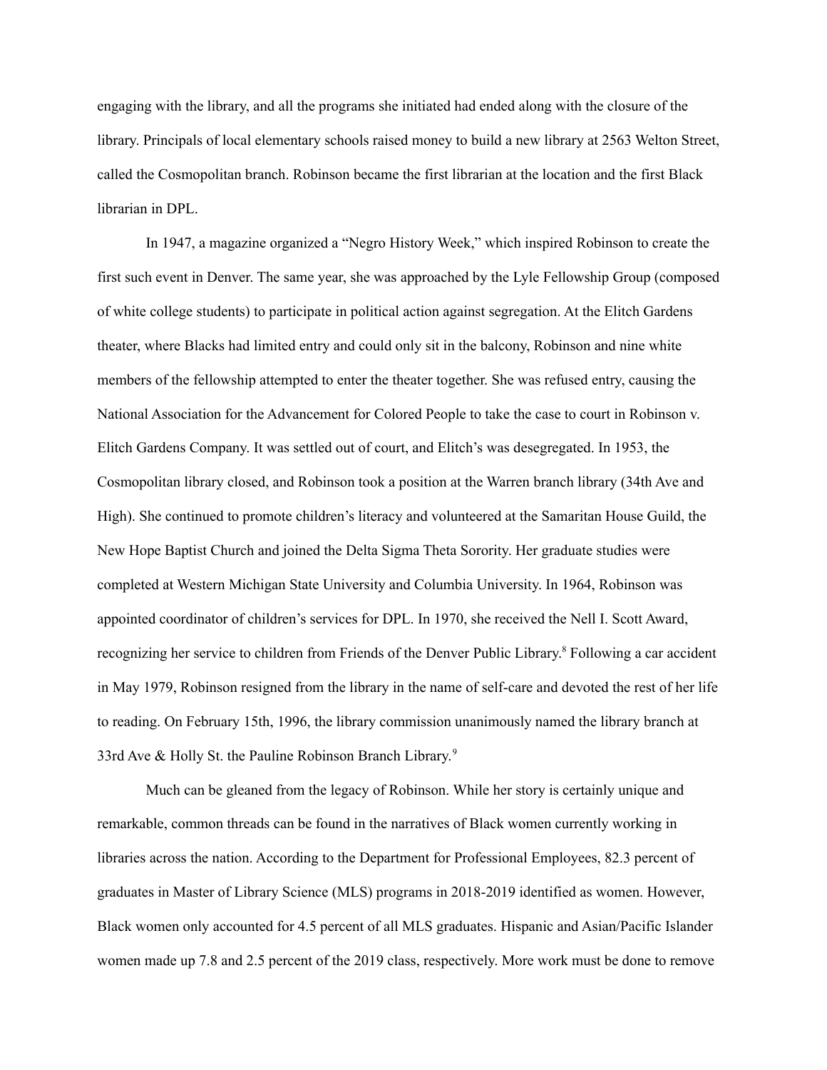engaging with the library, and all the programs she initiated had ended along with the closure of the library. Principals of local elementary schools raised money to build a new library at 2563 Welton Street, called the Cosmopolitan branch. Robinson became the first librarian at the location and the first Black librarian in DPL.

In 1947, a magazine organized a "Negro History Week," which inspired Robinson to create the first such event in Denver. The same year, she was approached by the Lyle Fellowship Group (composed of white college students) to participate in political action against segregation. At the Elitch Gardens theater, where Blacks had limited entry and could only sit in the balcony, Robinson and nine white members of the fellowship attempted to enter the theater together. She was refused entry, causing the National Association for the Advancement for Colored People to take the case to court in Robinson v. Elitch Gardens Company. It was settled out of court, and Elitch's was desegregated. In 1953, the Cosmopolitan library closed, and Robinson took a position at the Warren branch library (34th Ave and High). She continued to promote children's literacy and volunteered at the Samaritan House Guild, the New Hope Baptist Church and joined the Delta Sigma Theta Sorority. Her graduate studies were completed at Western Michigan State University and Columbia University. In 1964, Robinson was appointed coordinator of children's services for DPL. In 1970, she received the Nell I. Scott Award, recognizing her service to children from Friends of the Denver Public Library.[8] Following a car accident in May 1979, Robinson resigned from the library in the name of self-care and devoted the rest of her life to reading. On February 15th, 1996, the library commission unanimously named the library branch at 33rd Ave & Holly St. the Pauline Robinson Branch Library.[9]

Much can be gleaned from the legacy of Robinson. While her story is certainly unique and remarkable, common threads can be found in the narratives of Black women currently working in libraries across the nation. According to the Department for Professional Employees, 82.3 percent of graduates in Master of Library Science (MLS) programs in 2018-2019 identified as women. However, Black women only accounted for 4.5 percent of all MLS graduates. Hispanic and Asian/Pacific Islander women made up 7.8 and 2.5 percent of the 2019 class, respectively. More work must be done to remove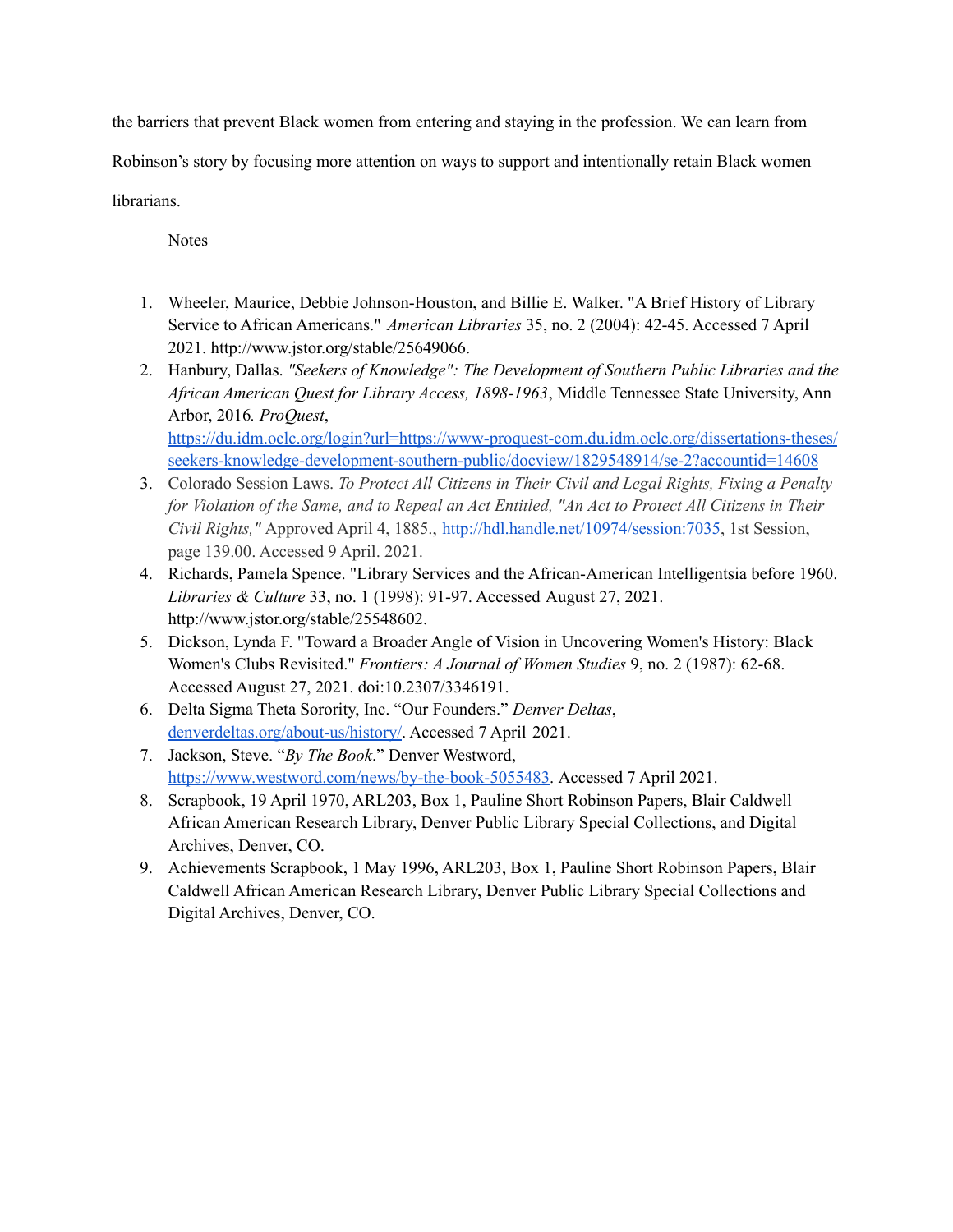the barriers that prevent Black women from entering and staying in the profession. We can learn from Robinson's story by focusing more attention on ways to support and intentionally retain Black women librarians.

Notes

1. Wheeler, Maurice, Debbie Johnson-Houston, and Billie E. Walker. "A Brief History of Library Service to African Americans." *American Libraries* 35, no. 2 (2004): 42-45. Accessed 7 April 2021. http://www.jstor.org/stable/25649066.
2. Hanbury, Dallas. *"Seekers of Knowledge": The Development of Southern Public Libraries and the African American Quest for Library Access, 1898-1963*, Middle Tennessee State University, Ann Arbor, 2016. *ProQuest*, https://du.idm.oclc.org/login?url=https://www-proquest-com.du.idm.oclc.org/dissertations-theses/seekers-knowledge-development-southern-public/docview/1829548914/se-2?accountid=14608
3. Colorado Session Laws. *To Protect All Citizens in Their Civil and Legal Rights, Fixing a Penalty for Violation of the Same, and to Repeal an Act Entitled, "An Act to Protect All Citizens in Their Civil Rights,"* Approved April 4, 1885., http://hdl.handle.net/10974/session:7035, 1st Session, page 139.00. Accessed 9 April. 2021.
4. Richards, Pamela Spence. "Library Services and the African-American Intelligentsia before 1960. *Libraries & Culture* 33, no. 1 (1998): 91-97. Accessed August 27, 2021. http://www.jstor.org/stable/25548602.
5. Dickson, Lynda F. "Toward a Broader Angle of Vision in Uncovering Women's History: Black Women's Clubs Revisited." *Frontiers: A Journal of Women Studies* 9, no. 2 (1987): 62-68. Accessed August 27, 2021. doi:10.2307/3346191.
6. Delta Sigma Theta Sorority, Inc. "Our Founders." *Denver Deltas*, denverdeltas.org/about-us/history/. Accessed 7 April 2021.
7. Jackson, Steve. "*By The Book*." Denver Westword, https://www.westword.com/news/by-the-book-5055483. Accessed 7 April 2021.
8. Scrapbook, 19 April 1970, ARL203, Box 1, Pauline Short Robinson Papers, Blair Caldwell African American Research Library, Denver Public Library Special Collections, and Digital Archives, Denver, CO.
9. Achievements Scrapbook, 1 May 1996, ARL203, Box 1, Pauline Short Robinson Papers, Blair Caldwell African American Research Library, Denver Public Library Special Collections and Digital Archives, Denver, CO.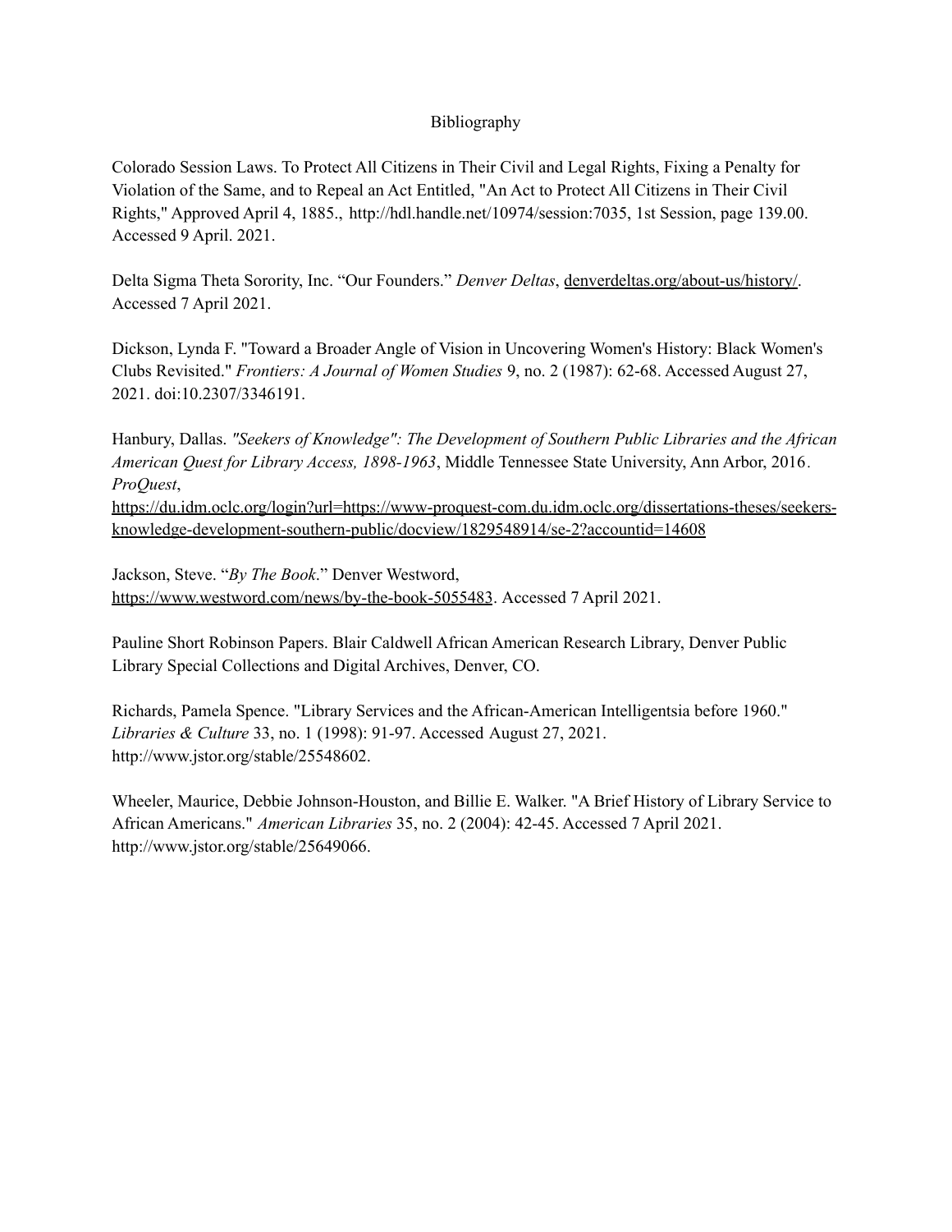# Bibliography

Colorado Session Laws. To Protect All Citizens in Their Civil and Legal Rights, Fixing a Penalty for Violation of the Same, and to Repeal an Act Entitled, "An Act to Protect All Citizens in Their Civil Rights," Approved April 4, 1885., http://hdl.handle.net/10974/session:7035, 1st Session, page 139.00. Accessed 9 April. 2021.

Delta Sigma Theta Sorority, Inc. "Our Founders." *Denver Deltas*, denverdeltas.org/about-us/history/. Accessed 7 April 2021.

Dickson, Lynda F. "Toward a Broader Angle of Vision in Uncovering Women's History: Black Women's Clubs Revisited." *Frontiers: A Journal of Women Studies* 9, no. 2 (1987): 62-68. Accessed August 27, 2021. doi:10.2307/3346191.

Hanbury, Dallas. *"Seekers of Knowledge": The Development of Southern Public Libraries and the African American Quest for Library Access, 1898-1963*, Middle Tennessee State University, Ann Arbor, 2016. *ProQuest*, https://du.idm.oclc.org/login?url=https://www-proquest-com.du.idm.oclc.org/dissertations-theses/seekers-knowledge-development-southern-public/docview/1829548914/se-2?accountid=14608

Jackson, Steve. "*By The Book*." Denver Westword, https://www.westword.com/news/by-the-book-5055483. Accessed 7 April 2021.

Pauline Short Robinson Papers. Blair Caldwell African American Research Library, Denver Public Library Special Collections and Digital Archives, Denver, CO.

Richards, Pamela Spence. "Library Services and the African-American Intelligentsia before 1960." *Libraries & Culture* 33, no. 1 (1998): 91-97. Accessed August 27, 2021. http://www.jstor.org/stable/25548602.

Wheeler, Maurice, Debbie Johnson-Houston, and Billie E. Walker. "A Brief History of Library Service to African Americans." *American Libraries* 35, no. 2 (2004): 42-45. Accessed 7 April 2021. http://www.jstor.org/stable/25649066.